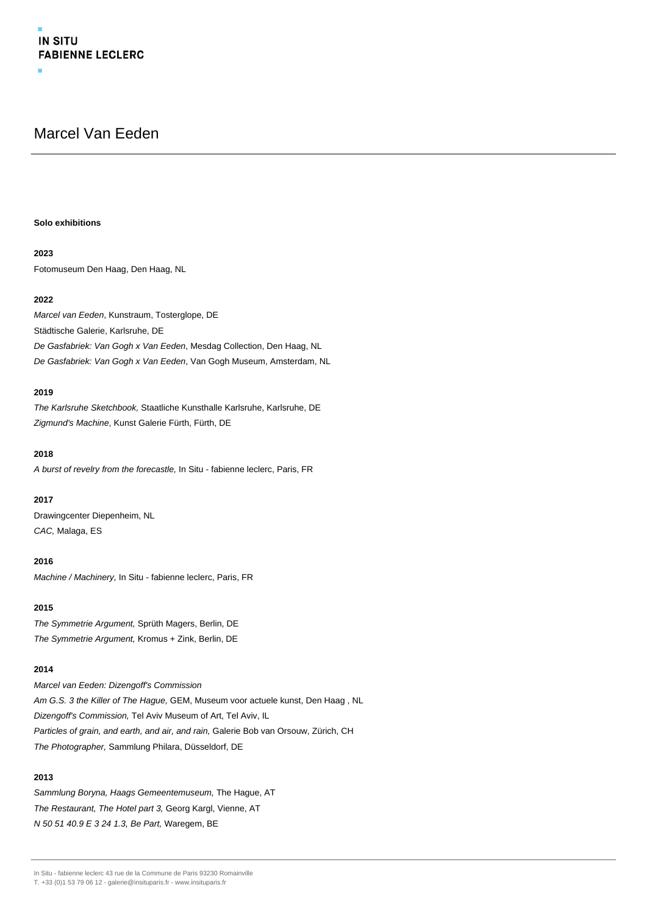IN SITU
FABIENNE LECLERC

# Marcel Van Eeden

**Solo exhibitions**

**2023**

Fotomuseum Den Haag, Den Haag, NL

**2022**

*Marcel van Eeden*, Kunstraum, Tosterglope, DE

Städtische Galerie, Karlsruhe, DE

*De Gasfabriek: Van Gogh x Van Eeden*, Mesdag Collection, Den Haag, NL

*De Gasfabriek: Van Gogh x Van Eeden*, Van Gogh Museum, Amsterdam, NL

**2019**

*The Karlsruhe Sketchbook,* Staatliche Kunsthalle Karlsruhe, Karlsruhe, DE

*Zigmund's Machine*, Kunst Galerie Fürth, Fürth, DE

**2018**

*A burst of revelry from the forecastle,* In Situ - fabienne leclerc, Paris, FR

**2017**

Drawingcenter Diepenheim, NL

*CAC,* Malaga, ES

**2016**

*Machine / Machinery,* In Situ - fabienne leclerc, Paris, FR

**2015**

*The Symmetrie Argument,* Sprüth Magers, Berlin, DE

*The Symmetrie Argument,* Kromus + Zink, Berlin, DE

**2014**

*Marcel van Eeden: Dizengoff's Commission*

*Am G.S. 3 the Killer of The Hague,* GEM, Museum voor actuele kunst, Den Haag , NL

*Dizengoff's Commission,* Tel Aviv Museum of Art, Tel Aviv, IL

*Particles of grain, and earth, and air, and rain,* Galerie Bob van Orsouw, Zürich, CH

*The Photographer,* Sammlung Philara, Düsseldorf, DE

**2013**

*Sammlung Boryna, Haags Gemeentemuseum,* The Hague, AT

*The Restaurant, The Hotel part 3,* Georg Kargl, Vienne, AT

*N 50 51 40.9 E 3 24 1.3, Be Part,* Waregem, BE

In Situ - fabienne leclerc 43 rue de la Commune de Paris 93230 Romainville
T. +33 (0)1 53 79 06 12 - galerie@insituparis.fr - www.insituparis.fr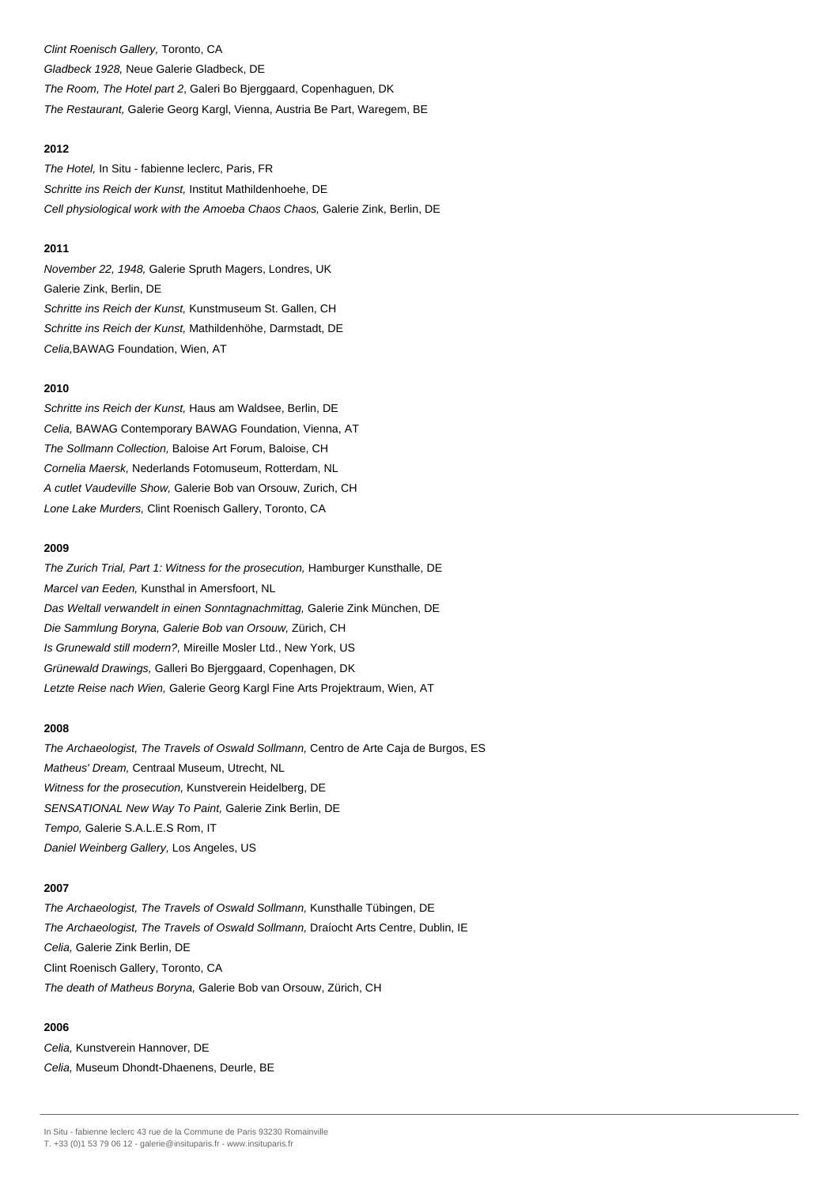*Clint Roenisch Gallery,* Toronto, CA
*Gladbeck 1928,* Neue Galerie Gladbeck, DE
*The Room, The Hotel part 2*, Galeri Bo Bjerggaard, Copenhaguen, DK
*The Restaurant,* Galerie Georg Kargl, Vienna, Austria Be Part, Waregem, BE

**2012**

*The Hotel,* In Situ - fabienne leclerc, Paris, FR
*Schritte ins Reich der Kunst,* Institut Mathildenhoehe, DE
*Cell physiological work with the Amoeba Chaos Chaos,* Galerie Zink, Berlin, DE

**2011**

*November 22, 1948,* Galerie Spruth Magers, Londres, UK
Galerie Zink, Berlin, DE
*Schritte ins Reich der Kunst,* Kunstmuseum St. Gallen, CH
*Schritte ins Reich der Kunst,* Mathildenhöhe, Darmstadt, DE
*Celia,*BAWAG Foundation, Wien, AT

**2010**

*Schritte ins Reich der Kunst,* Haus am Waldsee, Berlin, DE
*Celia,* BAWAG Contemporary BAWAG Foundation, Vienna, AT
*The Sollmann Collection,* Baloise Art Forum, Baloise, CH
*Cornelia Maersk,* Nederlands Fotomuseum, Rotterdam, NL
*A cutlet Vaudeville Show,* Galerie Bob van Orsouw, Zurich, CH
*Lone Lake Murders,* Clint Roenisch Gallery, Toronto, CA

**2009**

*The Zurich Trial, Part 1: Witness for the prosecution,* Hamburger Kunsthalle, DE
*Marcel van Eeden,* Kunsthal in Amersfoort, NL
*Das Weltall verwandelt in einen Sonntagnachmittag,* Galerie Zink München, DE
*Die Sammlung Boryna, Galerie Bob van Orsouw,* Zürich, CH
*Is Grunewald still modern?,* Mireille Mosler Ltd., New York, US
*Grünewald Drawings,* Galleri Bo Bjerggaard, Copenhagen, DK
*Letzte Reise nach Wien,* Galerie Georg Kargl Fine Arts Projektraum, Wien, AT

**2008**

*The Archaeologist, The Travels of Oswald Sollmann,* Centro de Arte Caja de Burgos, ES
*Matheus' Dream,* Centraal Museum, Utrecht, NL
*Witness for the prosecution,* Kunstverein Heidelberg, DE
*SENSATIONAL New Way To Paint,* Galerie Zink Berlin, DE
*Tempo,* Galerie S.A.L.E.S Rom, IT
*Daniel Weinberg Gallery,* Los Angeles, US

**2007**

*The Archaeologist, The Travels of Oswald Sollmann,* Kunsthalle Tübingen, DE
*The Archaeologist, The Travels of Oswald Sollmann,* Draíocht Arts Centre, Dublin, IE
*Celia,* Galerie Zink Berlin, DE
Clint Roenisch Gallery, Toronto, CA
*The death of Matheus Boryna,* Galerie Bob van Orsouw, Zürich, CH

**2006**

*Celia,* Kunstverein Hannover, DE
*Celia,* Museum Dhondt-Dhaenens, Deurle, BE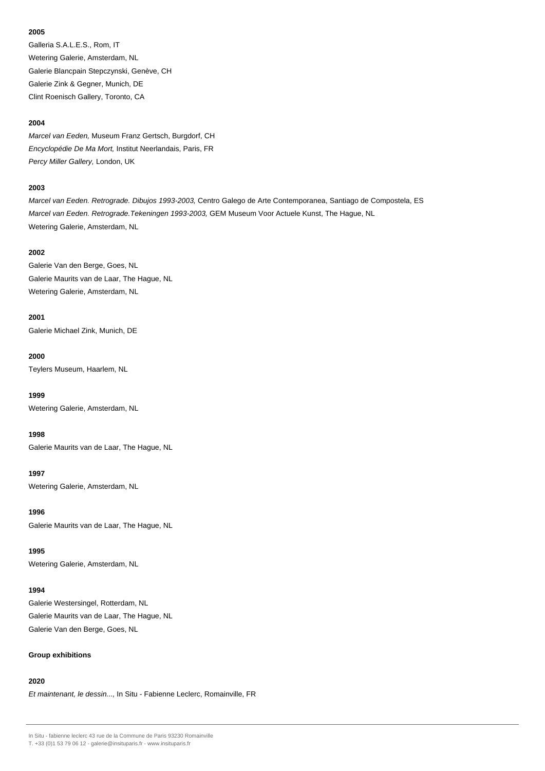**2005**

Galleria S.A.L.E.S., Rom, IT

Wetering Galerie, Amsterdam, NL

Galerie Blancpain Stepczynski, Genève, CH

Galerie Zink & Gegner, Munich, DE

Clint Roenisch Gallery, Toronto, CA

**2004**

*Marcel van Eeden,* Museum Franz Gertsch, Burgdorf, CH

*Encyclopédie De Ma Mort,* Institut Neerlandais, Paris, FR

*Percy Miller Gallery,* London, UK

**2003**

*Marcel van Eeden. Retrograde. Dibujos 1993-2003,* Centro Galego de Arte Contemporanea, Santiago de Compostela, ES

*Marcel van Eeden. Retrograde.Tekeningen 1993-2003,* GEM Museum Voor Actuele Kunst, The Hague, NL

Wetering Galerie, Amsterdam, NL

**2002**

Galerie Van den Berge, Goes, NL

Galerie Maurits van de Laar, The Hague, NL

Wetering Galerie, Amsterdam, NL

**2001**

Galerie Michael Zink, Munich, DE

**2000**

Teylers Museum, Haarlem, NL

**1999**

Wetering Galerie, Amsterdam, NL

**1998**

Galerie Maurits van de Laar, The Hague, NL

**1997**

Wetering Galerie, Amsterdam, NL

**1996**

Galerie Maurits van de Laar, The Hague, NL

**1995**

Wetering Galerie, Amsterdam, NL

**1994**

Galerie Westersingel, Rotterdam, NL

Galerie Maurits van de Laar, The Hague, NL

Galerie Van den Berge, Goes, NL

**Group exhibitions**

**2020**

*Et maintenant, le dessin...,* In Situ - Fabienne Leclerc, Romainville, FR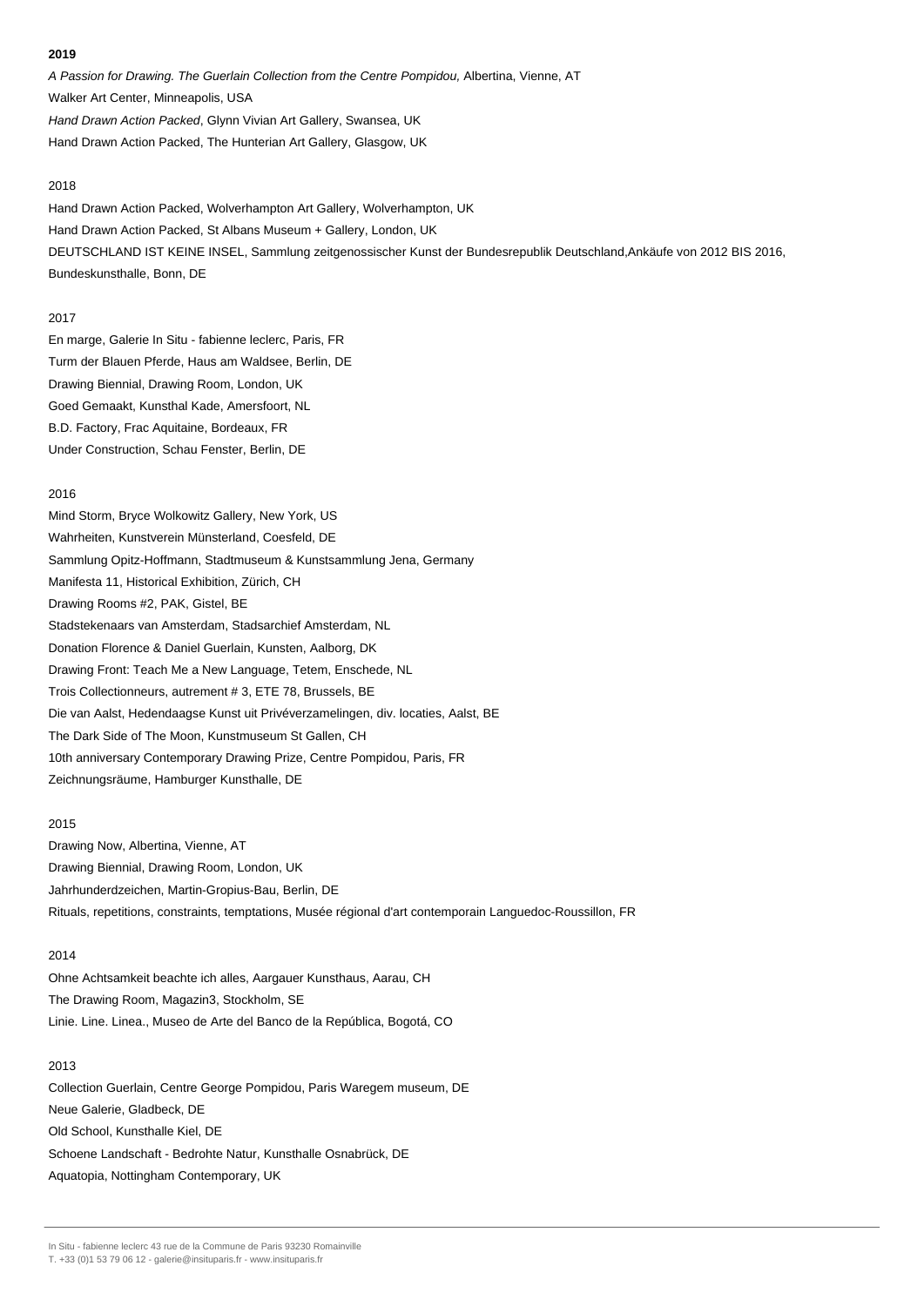**2019**

*A Passion for Drawing. The Guerlain Collection from the Centre Pompidou,* Albertina, Vienne, AT

Walker Art Center, Minneapolis, USA

*Hand Drawn Action Packed*, Glynn Vivian Art Gallery, Swansea, UK

Hand Drawn Action Packed, The Hunterian Art Gallery, Glasgow, UK

2018

Hand Drawn Action Packed, Wolverhampton Art Gallery, Wolverhampton, UK

Hand Drawn Action Packed, St Albans Museum + Gallery, London, UK

DEUTSCHLAND IST KEINE INSEL, Sammlung zeitgenossischer Kunst der Bundesrepublik Deutschland,Ankäufe von 2012 BIS 2016, Bundeskunsthalle, Bonn, DE

2017

En marge, Galerie In Situ - fabienne leclerc, Paris, FR

Turm der Blauen Pferde, Haus am Waldsee, Berlin, DE

Drawing Biennial, Drawing Room, London, UK

Goed Gemaakt, Kunsthal Kade, Amersfoort, NL

B.D. Factory, Frac Aquitaine, Bordeaux, FR

Under Construction, Schau Fenster, Berlin, DE

2016

Mind Storm, Bryce Wolkowitz Gallery, New York, US

Wahrheiten, Kunstverein Münsterland, Coesfeld, DE

Sammlung Opitz-Hoffmann, Stadtmuseum & Kunstsammlung Jena, Germany

Manifesta 11, Historical Exhibition, Zürich, CH

Drawing Rooms #2, PAK, Gistel, BE

Stadstekenaars van Amsterdam, Stadsarchief Amsterdam, NL

Donation Florence & Daniel Guerlain, Kunsten, Aalborg, DK

Drawing Front: Teach Me a New Language, Tetem, Enschede, NL

Trois Collectionneurs, autrement # 3, ETE 78, Brussels, BE

Die van Aalst, Hedendaagse Kunst uit Privéverzamelingen, div. locaties, Aalst, BE

The Dark Side of The Moon, Kunstmuseum St Gallen, CH

10th anniversary Contemporary Drawing Prize, Centre Pompidou, Paris, FR

Zeichnungsräume, Hamburger Kunsthalle, DE

2015

Drawing Now, Albertina, Vienne, AT

Drawing Biennial, Drawing Room, London, UK

Jahrhunderdzeichen, Martin-Gropius-Bau, Berlin, DE

Rituals, repetitions, constraints, temptations, Musée régional d'art contemporain Languedoc-Roussillon, FR

2014

Ohne Achtsamkeit beachte ich alles, Aargauer Kunsthaus, Aarau, CH

The Drawing Room, Magazin3, Stockholm, SE

Linie. Line. Linea., Museo de Arte del Banco de la República, Bogotá, CO

2013

Collection Guerlain, Centre George Pompidou, Paris Waregem museum, DE

Neue Galerie, Gladbeck, DE

Old School, Kunsthalle Kiel, DE

Schoene Landschaft - Bedrohte Natur, Kunsthalle Osnabrück, DE

Aquatopia, Nottingham Contemporary, UK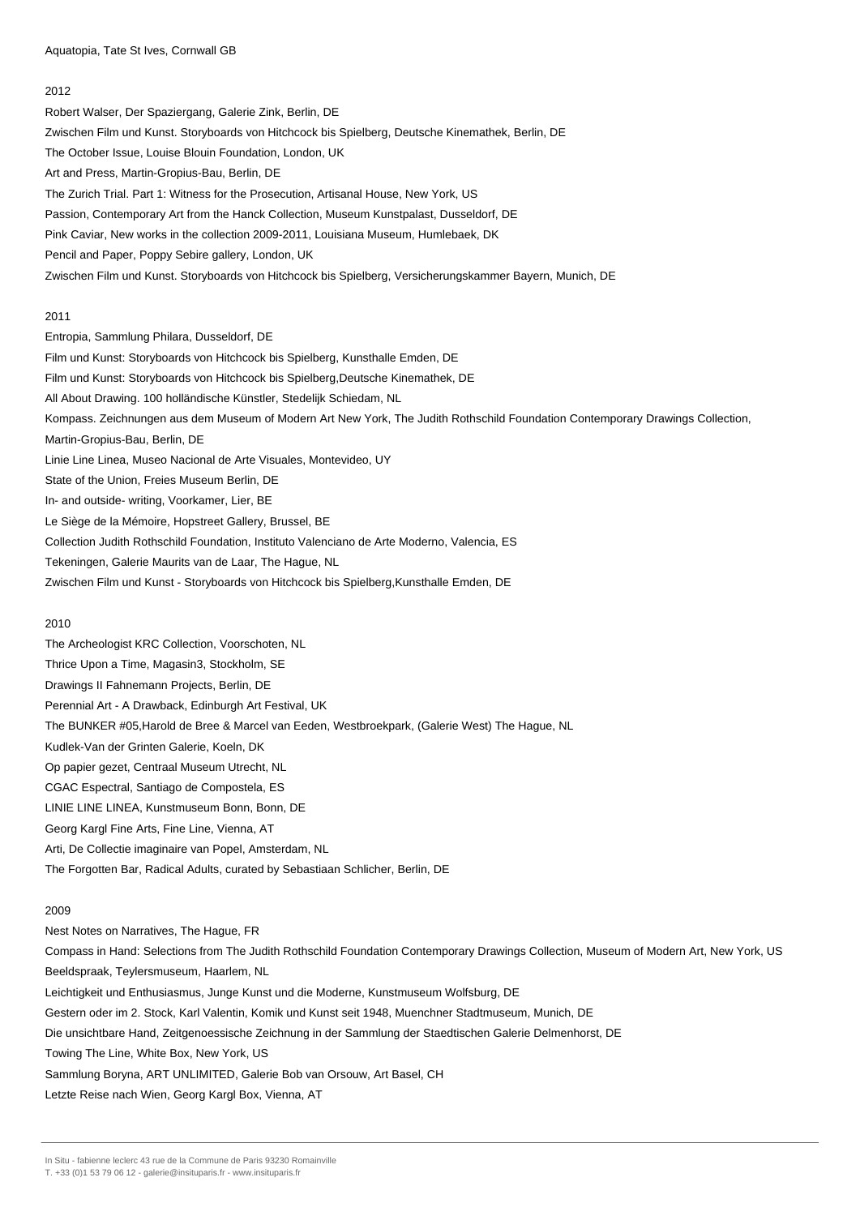Aquatopia, Tate St Ives, Cornwall GB

2012

Robert Walser, Der Spaziergang, Galerie Zink, Berlin, DE

Zwischen Film und Kunst. Storyboards von Hitchcock bis Spielberg, Deutsche Kinemathek, Berlin, DE

The October Issue, Louise Blouin Foundation, London, UK

Art and Press, Martin-Gropius-Bau, Berlin, DE

The Zurich Trial. Part 1: Witness for the Prosecution, Artisanal House, New York, US

Passion, Contemporary Art from the Hanck Collection, Museum Kunstpalast, Dusseldorf, DE

Pink Caviar, New works in the collection 2009-2011, Louisiana Museum, Humlebaek, DK

Pencil and Paper, Poppy Sebire gallery, London, UK

Zwischen Film und Kunst. Storyboards von Hitchcock bis Spielberg, Versicherungskammer Bayern, Munich, DE

2011

Entropia, Sammlung Philara, Dusseldorf, DE

Film und Kunst: Storyboards von Hitchcock bis Spielberg, Kunsthalle Emden, DE

Film und Kunst: Storyboards von Hitchcock bis Spielberg,Deutsche Kinemathek, DE

All About Drawing. 100 holländische Künstler, Stedelijk Schiedam, NL

Kompass. Zeichnungen aus dem Museum of Modern Art New York, The Judith Rothschild Foundation Contemporary Drawings Collection, Martin-Gropius-Bau, Berlin, DE

Linie Line Linea, Museo Nacional de Arte Visuales, Montevideo, UY

State of the Union, Freies Museum Berlin, DE

In- and outside- writing, Voorkamer, Lier, BE

Le Siège de la Mémoire, Hopstreet Gallery, Brussel, BE

Collection Judith Rothschild Foundation, Instituto Valenciano de Arte Moderno, Valencia, ES

Tekeningen, Galerie Maurits van de Laar, The Hague, NL

Zwischen Film und Kunst - Storyboards von Hitchcock bis Spielberg,Kunsthalle Emden, DE

2010

The Archeologist KRC Collection, Voorschoten, NL

Thrice Upon a Time, Magasin3, Stockholm, SE

Drawings II Fahnemann Projects, Berlin, DE

Perennial Art - A Drawback, Edinburgh Art Festival, UK

The BUNKER #05,Harold de Bree & Marcel van Eeden, Westbroekpark, (Galerie West) The Hague, NL

Kudlek-Van der Grinten Galerie, Koeln, DK

Op papier gezet, Centraal Museum Utrecht, NL

CGAC Espectral, Santiago de Compostela, ES

LINIE LINE LINEA, Kunstmuseum Bonn, Bonn, DE

Georg Kargl Fine Arts, Fine Line, Vienna, AT

Arti, De Collectie imaginaire van Popel, Amsterdam, NL

The Forgotten Bar, Radical Adults, curated by Sebastiaan Schlicher, Berlin, DE

2009

Nest Notes on Narratives, The Hague, FR

Compass in Hand: Selections from The Judith Rothschild Foundation Contemporary Drawings Collection, Museum of Modern Art, New York, US

Beeldspraak, Teylersmuseum, Haarlem, NL

Leichtigkeit und Enthusiasmus, Junge Kunst und die Moderne, Kunstmuseum Wolfsburg, DE

Gestern oder im 2. Stock, Karl Valentin, Komik und Kunst seit 1948, Muenchner Stadtmuseum, Munich, DE

Die unsichtbare Hand, Zeitgenoessische Zeichnung in der Sammlung der Staedtischen Galerie Delmenhorst, DE

Towing The Line, White Box, New York, US

Sammlung Boryna, ART UNLIMITED, Galerie Bob van Orsouw, Art Basel, CH

Letzte Reise nach Wien, Georg Kargl Box, Vienna, AT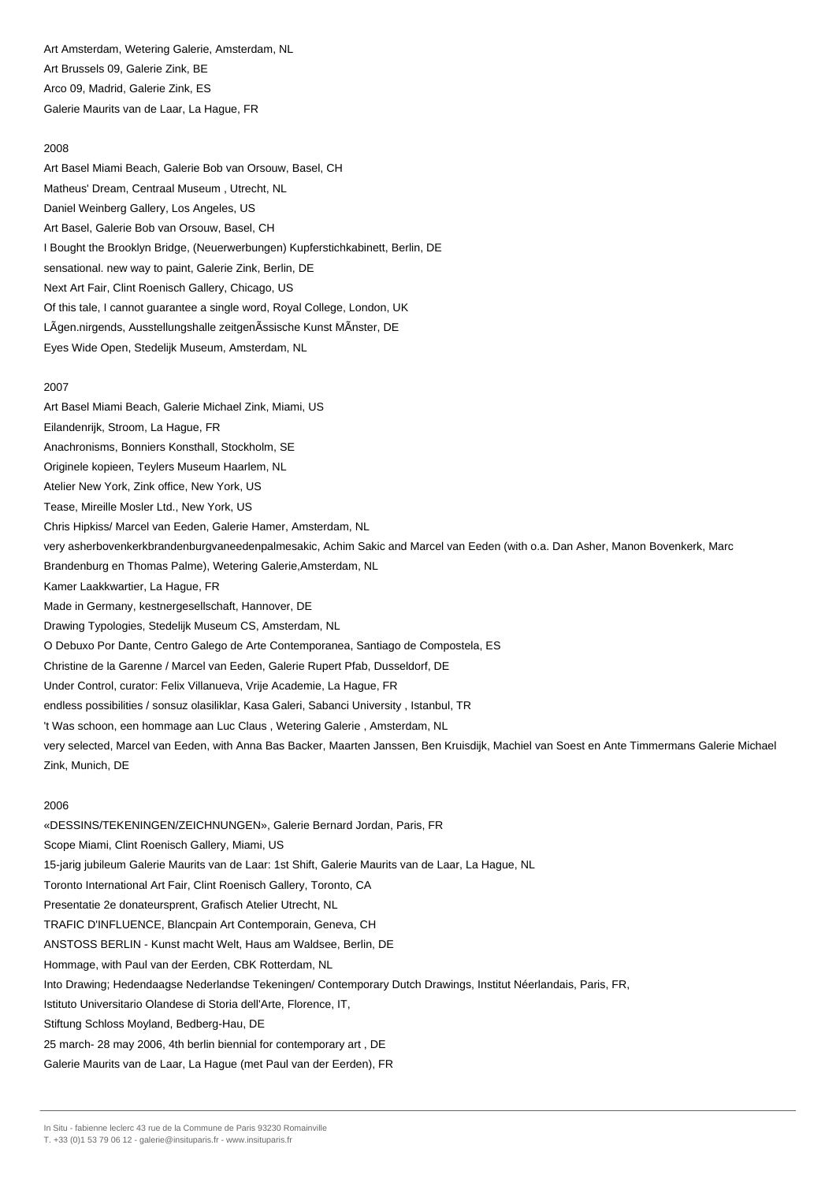Art Amsterdam, Wetering Galerie, Amsterdam, NL

Art Brussels 09, Galerie Zink, BE

Arco 09, Madrid, Galerie Zink, ES

Galerie Maurits van de Laar, La Hague, FR

2008

Art Basel Miami Beach, Galerie Bob van Orsouw, Basel, CH

Matheus' Dream, Centraal Museum , Utrecht, NL

Daniel Weinberg Gallery, Los Angeles, US

Art Basel, Galerie Bob van Orsouw, Basel, CH

I Bought the Brooklyn Bridge, (Neuerwerbungen) Kupferstichkabinett, Berlin, DE

sensational. new way to paint, Galerie Zink, Berlin, DE

Next Art Fair, Clint Roenisch Gallery, Chicago, US

Of this tale, I cannot guarantee a single word, Royal College, London, UK

LÃgen.nirgends, Ausstellungshalle zeitgenÃssische Kunst MÃnster, DE

Eyes Wide Open, Stedelijk Museum, Amsterdam, NL

2007

Art Basel Miami Beach, Galerie Michael Zink, Miami, US

Eilandenrijk, Stroom, La Hague, FR

Anachronisms, Bonniers Konsthall, Stockholm, SE

Originele kopieen, Teylers Museum Haarlem, NL

Atelier New York, Zink office, New York, US

Tease, Mireille Mosler Ltd., New York, US

Chris Hipkiss/ Marcel van Eeden, Galerie Hamer, Amsterdam, NL

very asherbovenkerkbrandenburgvaneedenpalmesakic, Achim Sakic and Marcel van Eeden (with o.a. Dan Asher, Manon Bovenkerk, Marc Brandenburg en Thomas Palme), Wetering Galerie,Amsterdam, NL

Kamer Laakkwartier, La Hague, FR

Made in Germany, kestnergesellschaft, Hannover, DE

Drawing Typologies, Stedelijk Museum CS, Amsterdam, NL

O Debuxo Por Dante, Centro Galego de Arte Contemporanea, Santiago de Compostela, ES

Christine de la Garenne / Marcel van Eeden, Galerie Rupert Pfab, Dusseldorf, DE

Under Control, curator: Felix Villanueva, Vrije Academie, La Hague, FR

endless possibilities / sonsuz olasiliklar, Kasa Galeri, Sabanci University , Istanbul, TR

't Was schoon, een hommage aan Luc Claus , Wetering Galerie , Amsterdam, NL

very selected, Marcel van Eeden, with Anna Bas Backer, Maarten Janssen, Ben Kruisdijk, Machiel van Soest en Ante Timmermans Galerie Michael Zink, Munich, DE

2006

«DESSINS/TEKENINGEN/ZEICHNUNGEN», Galerie Bernard Jordan, Paris, FR

Scope Miami, Clint Roenisch Gallery, Miami, US

15-jarig jubileum Galerie Maurits van de Laar: 1st Shift, Galerie Maurits van de Laar, La Hague, NL

Toronto International Art Fair, Clint Roenisch Gallery, Toronto, CA

Presentatie 2e donateursprent, Grafisch Atelier Utrecht, NL

TRAFIC D'INFLUENCE, Blancpain Art Contemporain, Geneva, CH

ANSTOSS BERLIN - Kunst macht Welt, Haus am Waldsee, Berlin, DE

Hommage, with Paul van der Eerden, CBK Rotterdam, NL

Into Drawing; Hedendaagse Nederlandse Tekeningen/ Contemporary Dutch Drawings, Institut Néerlandais, Paris, FR,

Istituto Universitario Olandese di Storia dell'Arte, Florence, IT,

Stiftung Schloss Moyland, Bedberg-Hau, DE

25 march- 28 may 2006, 4th berlin biennial for contemporary art , DE

Galerie Maurits van de Laar, La Hague (met Paul van der Eerden), FR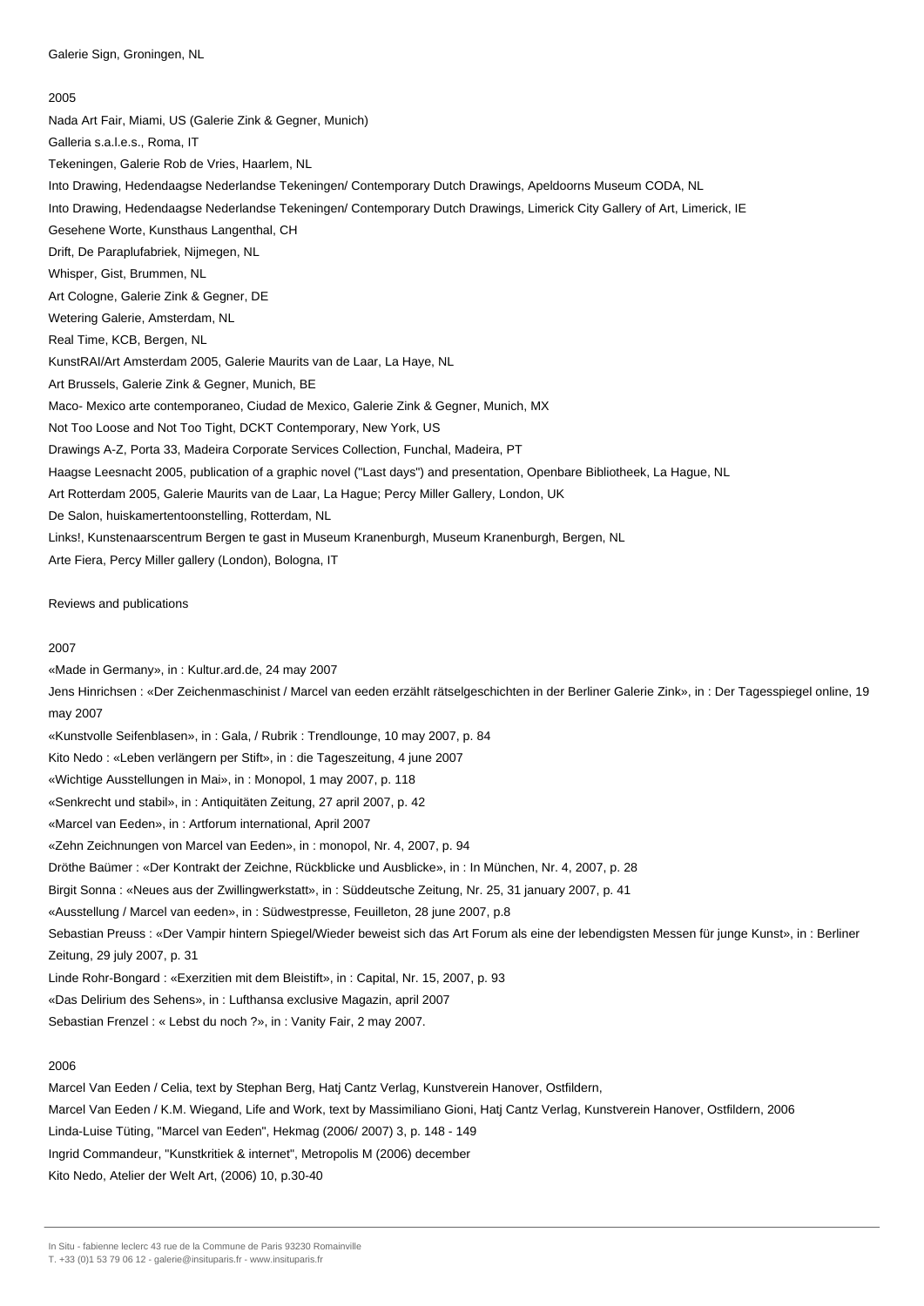Galerie Sign, Groningen, NL

2005

Nada Art Fair, Miami, US (Galerie Zink & Gegner, Munich)

Galleria s.a.l.e.s., Roma, IT

Tekeningen, Galerie Rob de Vries, Haarlem, NL

Into Drawing, Hedendaagse Nederlandse Tekeningen/ Contemporary Dutch Drawings, Apeldoorns Museum CODA, NL

Into Drawing, Hedendaagse Nederlandse Tekeningen/ Contemporary Dutch Drawings, Limerick City Gallery of Art, Limerick, IE

Gesehene Worte, Kunsthaus Langenthal, CH

Drift, De Paraplufabriek, Nijmegen, NL

Whisper, Gist, Brummen, NL

Art Cologne, Galerie Zink & Gegner, DE

Wetering Galerie, Amsterdam, NL

Real Time, KCB, Bergen, NL

KunstRAI/Art Amsterdam 2005, Galerie Maurits van de Laar, La Haye, NL

Art Brussels, Galerie Zink & Gegner, Munich, BE

Maco- Mexico arte contemporaneo, Ciudad de Mexico, Galerie Zink & Gegner, Munich, MX

Not Too Loose and Not Too Tight, DCKT Contemporary, New York, US

Drawings A-Z, Porta 33, Madeira Corporate Services Collection, Funchal, Madeira, PT

Haagse Leesnacht 2005, publication of a graphic novel ("Last days") and presentation, Openbare Bibliotheek, La Hague, NL

Art Rotterdam 2005, Galerie Maurits van de Laar, La Hague; Percy Miller Gallery, London, UK

De Salon, huiskamertentoonstelling, Rotterdam, NL

Links!, Kunstenaarscentrum Bergen te gast in Museum Kranenburgh, Museum Kranenburgh, Bergen, NL

Arte Fiera, Percy Miller gallery (London), Bologna, IT

Reviews and publications

2007

«Made in Germany», in : Kultur.ard.de, 24 may 2007

Jens Hinrichsen : «Der Zeichenmaschinist / Marcel van eeden erzählt rätselgeschichten in der Berliner Galerie Zink», in : Der Tagesspiegel online, 19 may 2007

«Kunstvolle Seifenblasen», in : Gala, / Rubrik : Trendlounge, 10 may 2007, p. 84

Kito Nedo : «Leben verlängern per Stift», in : die Tageszeitung, 4 june 2007

«Wichtige Ausstellungen in Mai», in : Monopol, 1 may 2007, p. 118

«Senkrecht und stabil», in : Antiquitäten Zeitung, 27 april 2007, p. 42

«Marcel van Eeden», in : Artforum international, April 2007

«Zehn Zeichnungen von Marcel van Eeden», in : monopol, Nr. 4, 2007, p. 94

Dröthe Baümer : «Der Kontrakt der Zeichne, Rückblicke und Ausblicke», in : In München, Nr. 4, 2007, p. 28

Birgit Sonna : «Neues aus der Zwillingwerkstatt», in : Süddeutsche Zeitung, Nr. 25, 31 january 2007, p. 41

«Ausstellung / Marcel van eeden», in : Südwestpresse, Feuilleton, 28 june 2007, p.8

Sebastian Preuss : «Der Vampir hintern Spiegel/Wieder beweist sich das Art Forum als eine der lebendigsten Messen für junge Kunst», in : Berliner Zeitung, 29 july 2007, p. 31

Linde Rohr-Bongard : «Exerzitien mit dem Bleistift», in : Capital, Nr. 15, 2007, p. 93

«Das Delirium des Sehens», in : Lufthansa exclusive Magazin, april 2007

Sebastian Frenzel : « Lebst du noch ?», in : Vanity Fair, 2 may 2007.

2006

Marcel Van Eeden / Celia, text by Stephan Berg, Hatj Cantz Verlag, Kunstverein Hanover, Ostfildern,

Marcel Van Eeden / K.M. Wiegand, Life and Work, text by Massimiliano Gioni, Hatj Cantz Verlag, Kunstverein Hanover, Ostfildern, 2006

Linda-Luise Tüting, "Marcel van Eeden", Hekmag (2006/ 2007) 3, p. 148 - 149

Ingrid Commandeur, "Kunstkritiek & internet", Metropolis M (2006) december

Kito Nedo, Atelier der Welt Art, (2006) 10, p.30-40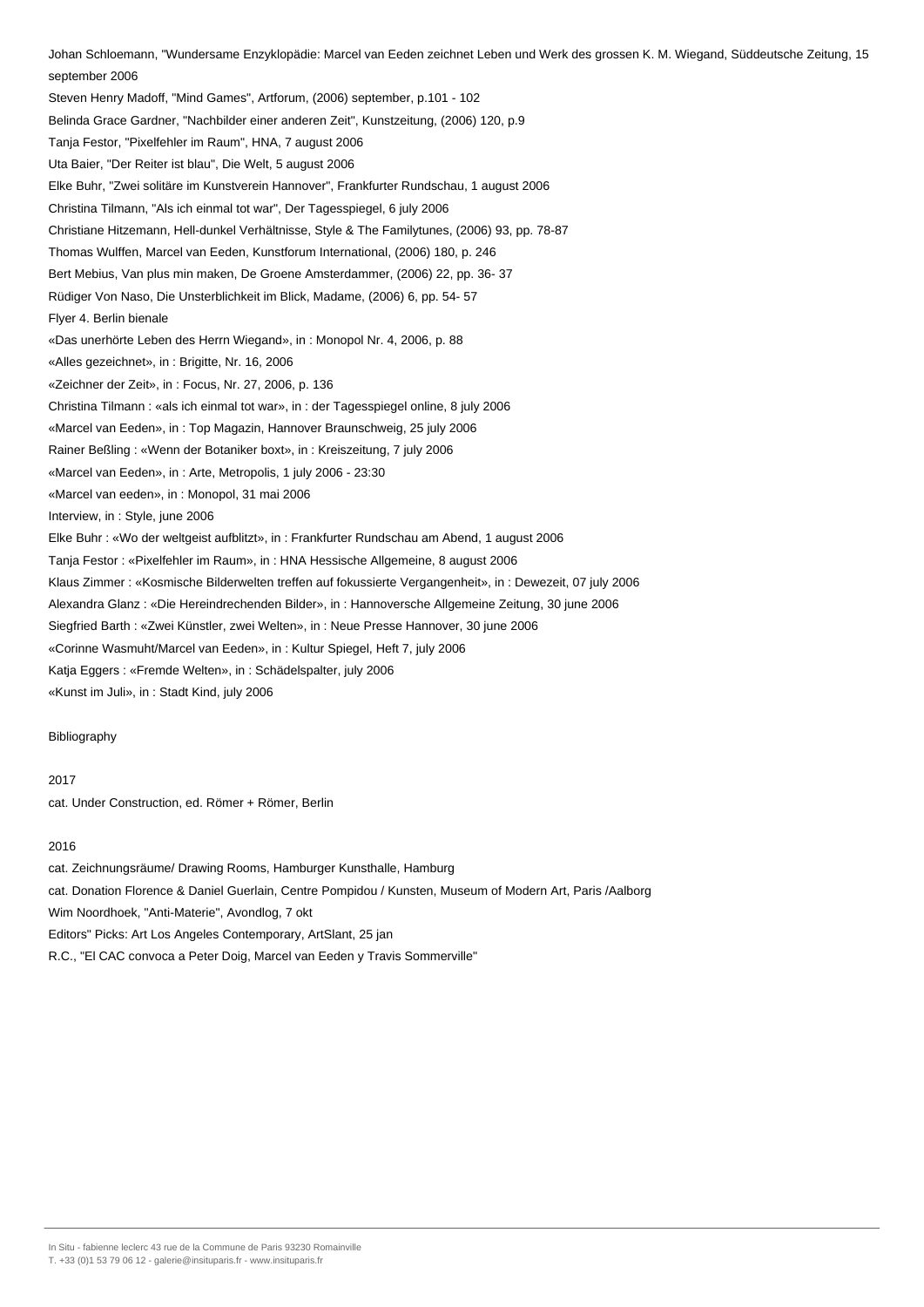Johan Schloemann, "Wundersame Enzyklopädie: Marcel van Eeden zeichnet Leben und Werk des grossen K. M. Wiegand, Süddeutsche Zeitung, 15 september 2006

Steven Henry Madoff, "Mind Games", Artforum, (2006) september, p.101 - 102

Belinda Grace Gardner, "Nachbilder einer anderen Zeit", Kunstzeitung, (2006) 120, p.9

Tanja Festor, "Pixelfehler im Raum", HNA, 7 august 2006

Uta Baier, "Der Reiter ist blau", Die Welt, 5 august 2006

Elke Buhr, "Zwei solitäre im Kunstverein Hannover", Frankfurter Rundschau, 1 august 2006

Christina Tilmann, "Als ich einmal tot war", Der Tagesspiegel, 6 july 2006

Christiane Hitzemann, Hell-dunkel Verhältnisse, Style & The Familytunes, (2006) 93, pp. 78-87

Thomas Wulffen, Marcel van Eeden, Kunstforum International, (2006) 180, p. 246

Bert Mebius, Van plus min maken, De Groene Amsterdammer, (2006) 22, pp. 36- 37

Rüdiger Von Naso, Die Unsterblichkeit im Blick, Madame, (2006) 6, pp. 54- 57

Flyer 4. Berlin bienale

«Das unerhörte Leben des Herrn Wiegand», in : Monopol Nr. 4, 2006, p. 88

«Alles gezeichnet», in : Brigitte, Nr. 16, 2006

«Zeichner der Zeit», in : Focus, Nr. 27, 2006, p. 136

Christina Tilmann : «als ich einmal tot war», in : der Tagesspiegel online, 8 july 2006

«Marcel van Eeden», in : Top Magazin, Hannover Braunschweig, 25 july 2006

Rainer Beßling : «Wenn der Botaniker boxt», in : Kreiszeitung, 7 july 2006

«Marcel van Eeden», in : Arte, Metropolis, 1 july 2006 - 23:30

«Marcel van eeden», in : Monopol, 31 mai 2006

Interview, in : Style, june 2006

Elke Buhr : «Wo der weltgeist aufblitzt», in : Frankfurter Rundschau am Abend, 1 august 2006

Tanja Festor : «Pixelfehler im Raum», in : HNA Hessische Allgemeine, 8 august 2006

Klaus Zimmer : «Kosmische Bilderwelten treffen auf fokussierte Vergangenheit», in : Dewezeit, 07 july 2006

Alexandra Glanz : «Die Hereindrechenden Bilder», in : Hannoversche Allgemeine Zeitung, 30 june 2006

Siegfried Barth : «Zwei Künstler, zwei Welten», in : Neue Presse Hannover, 30 june 2006

«Corinne Wasmuht/Marcel van Eeden», in : Kultur Spiegel, Heft 7, july 2006

Katja Eggers : «Fremde Welten», in : Schädelspalter, july 2006

«Kunst im Juli», in : Stadt Kind, july 2006

## Bibliography

### 2017

cat. Under Construction, ed. Römer + Römer, Berlin

### 2016

cat. Zeichnungsräume/ Drawing Rooms, Hamburger Kunsthalle, Hamburg

cat. Donation Florence & Daniel Guerlain, Centre Pompidou / Kunsten, Museum of Modern Art, Paris /Aalborg

Wim Noordhoek, "Anti-Materie", Avondlog, 7 okt

Editors" Picks: Art Los Angeles Contemporary, ArtSlant, 25 jan

R.C., "El CAC convoca a Peter Doig, Marcel van Eeden y Travis Sommerville"